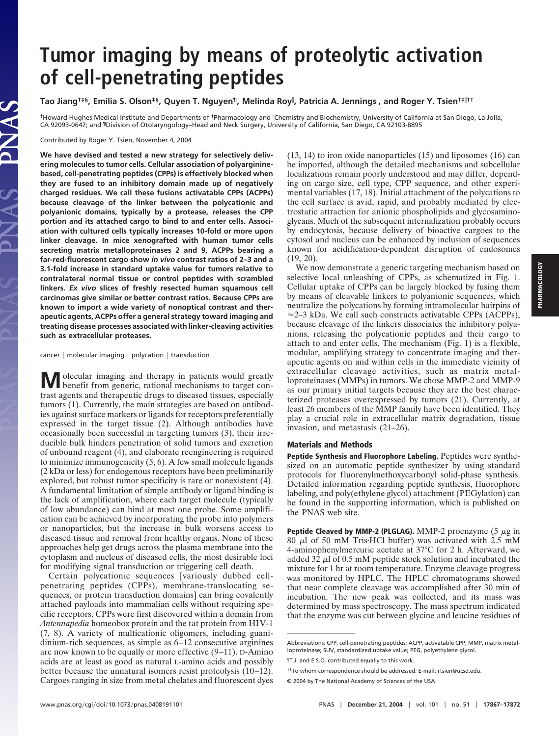# Tumor imaging by means of proteolytic activation of cell-penetrating peptides

**Tao Jiang[†‡§], Emilia S. Olson[‡§], Quyen T. Nguyen[¶], Melinda Roy[‖], Patricia A. Jennings[‖], and Roger Y. Tsien[†‡‖††]**

[†]Howard Hughes Medical Institute and Departments of [‡]Pharmacology and [‖]Chemistry and Biochemistry, University of California at San Diego, La Jolla, CA 92093-0647; and [¶]Division of Otolaryngology–Head and Neck Surgery, University of California, San Diego, CA 92103-8895

Contributed by Roger Y. Tsien, November 4, 2004

**We have devised and tested a new strategy for selectively delivering molecules to tumor cells. Cellular association of polyarginine-based, cell-penetrating peptides (CPPs) is effectively blocked when they are fused to an inhibitory domain made up of negatively charged residues. We call these fusions activatable CPPs (ACPPs) because cleavage of the linker between the polycationic and polyanionic domains, typically by a protease, releases the CPP portion and its attached cargo to bind to and enter cells. Association with cultured cells typically increases 10-fold or more upon linker cleavage. In mice xenografted with human tumor cells secreting matrix metalloproteinases 2 and 9, ACPPs bearing a far-red-fluorescent cargo show *in vivo* contrast ratios of 2–3 and a 3.1-fold increase in standard uptake value for tumors relative to contralateral normal tissue or control peptides with scrambled linkers. *Ex vivo* slices of freshly resected human squamous cell carcinomas give similar or better contrast ratios. Because CPPs are known to import a wide variety of nonoptical contrast and therapeutic agents, ACPPs offer a general strategy toward imaging and treating disease processes associated with linker-cleaving activities such as extracellular proteases.**

cancer | molecular imaging | polycation | transduction

Molecular imaging and therapy in patients would greatly benefit from generic, rational mechanisms to target contrast agents and therapeutic drugs to diseased tissues, especially tumors (1). Currently, the main strategies are based on antibodies against surface markers or ligands for receptors preferentially expressed in the target tissue (2). Although antibodies have occasionally been successful in targeting tumors (3), their irreducible bulk hinders penetration of solid tumors and excretion of unbound reagent (4), and elaborate reengineering is required to minimize immunogenicity (5, 6). A few small molecule ligands (2 kDa or less) for endogenous receptors have been preliminarily explored, but robust tumor specificity is rare or nonexistent (4). A fundamental limitation of simple antibody or ligand binding is the lack of amplification, where each target molecule (typically of low abundance) can bind at most one probe. Some amplification can be achieved by incorporating the probe into polymers or nanoparticles, but the increase in bulk worsens access to diseased tissue and removal from healthy organs. None of these approaches help get drugs across the plasma membrane into the cytoplasm and nucleus of diseased cells, the most desirable loci for modifying signal transduction or triggering cell death.

Certain polycationic sequences [variously dubbed cell-penetrating peptides (CPPs), membrane-translocating sequences, or protein transduction domains] can bring covalently attached payloads into mammalian cells without requiring specific receptors. CPPs were first discovered within a domain from *Antennapedia* homeobox protein and the tat protein from HIV-1 (7, 8). A variety of multicationic oligomers, including guanidinium-rich sequences, as simple as 6–12 consecutive arginines are now known to be equally or more effective (9–11). D-Amino acids are at least as good as natural L-amino acids and possibly better because the unnatural isomers resist proteolysis (10–12). Cargoes ranging in size from metal chelates and fluorescent dyes (13, 14) to iron oxide nanoparticles (15) and liposomes (16) can be imported, although the detailed mechanisms and subcellular localizations remain poorly understood and may differ, depending on cargo size, cell type, CPP sequence, and other experimental variables (17, 18). Initial attachment of the polycations to the cell surface is avid, rapid, and probably mediated by electrostatic attraction for anionic phospholipids and glycosaminoglycans. Much of the subsequent internalization probably occurs by endocytosis, because delivery of bioactive cargoes to the cytosol and nucleus can be enhanced by inclusion of sequences known for acidification-dependent disruption of endosomes (19, 20).

We now demonstrate a generic targeting mechanism based on selective local unleashing of CPPs, as schematized in Fig. 1. Cellular uptake of CPPs can be largely blocked by fusing them by means of cleavable linkers to polyanionic sequences, which neutralize the polycations by forming intramolecular hairpins of ≈2–3 kDa. We call such constructs activatable CPPs (ACPPs), because cleavage of the linkers dissociates the inhibitory polyanions, releasing the polycationic peptides and their cargo to attach to and enter cells. The mechanism (Fig. 1) is a flexible, modular, amplifying strategy to concentrate imaging and therapeutic agents on and within cells in the immediate vicinity of extracellular cleavage activities, such as matrix metalloproteinases (MMPs) in tumors. We chose MMP-2 and MMP-9 as our primary initial targets because they are the best characterized proteases overexpressed by tumors (21). Currently, at least 26 members of the MMP family have been identified. They play a crucial role in extracellular matrix degradation, tissue invasion, and metastasis (21–26).

## Materials and Methods

**Peptide Synthesis and Fluorophore Labeling.** Peptides were synthesized on an automatic peptide synthesizer by using standard protocols for fluorenylmethoxycarbonyl solid-phase synthesis. Detailed information regarding peptide synthesis, fluorophore labeling, and poly(ethylene glycol) attachment (PEGylation) can be found in the supporting information, which is published on the PNAS web site.

**Peptide Cleaved by MMP-2 (PLGLAG).** MMP-2 proenzyme (5 $\mu$g in 80 $\mu$l of 50 mM Tris·HCl buffer) was activated with 2.5 mM 4-aminophenylmercuric acetate at 37°C for 2 h. Afterward, we added 32 $\mu$l of 0.5 mM peptide stock solution and incubated the mixture for 1 hr at room temperature. Enzyme cleavage progress was monitored by HPLC. The HPLC chromatograms showed that near complete cleavage was accomplished after 30 min of incubation. The new peak was collected, and its mass was determined by mass spectroscopy. The mass spectrum indicated that the enzyme was cut between glycine and leucine residues of

---

Abbreviations: CPP, cell-penetrating peptides; ACPP, activatable CPP; MMP, matrix metalloproteinase; SUV, standardized uptake value; PEG, polyethylene glycol.

[§]T.J. and E.S.O. contributed equally to this work.

[††]To whom correspondence should be addressed. E-mail: rtsien@ucsd.edu.

© 2004 by The National Academy of Sciences of the USA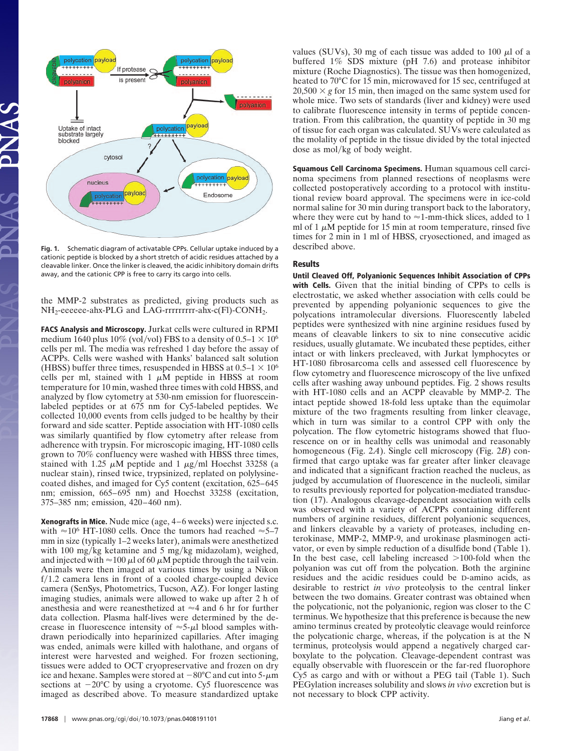Fig. 1. Schematic diagram of activatable CPPs. Cellular uptake induced by a cationic peptide is blocked by a short stretch of acidic residues attached by a cleavable linker. Once the linker is cleaved, the acidic inhibitory domain drifts away, and the cationic CPP is free to carry its cargo into cells.

the MMP-2 substrates as predicted, giving products such as $NH_2$-eeeeee-ahx-PLG and LAG-rrrrrrrrr-ahx-c(Fl)-$CONH_2$.

**FACS Analysis and Microscopy.** Jurkat cells were cultured in RPMI medium 1640 plus 10% (vol/vol) FBS to a density of $0.5$–$1 \times 10^6$ cells per ml. The media was refreshed 1 day before the assay of ACPPs. Cells were washed with Hanks' balanced salt solution (HBSS) buffer three times, resuspended in HBSS at $0.5$–$1 \times 10^6$ cells per ml, stained with 1 $\mu$M peptide in HBSS at room temperature for 10 min, washed three times with cold HBSS, and analyzed by flow cytometry at 530-nm emission for fluorescein-labeled peptides or at 675 nm for Cy5-labeled peptides. We collected 10,000 events from cells judged to be healthy by their forward and side scatter. Peptide association with HT-1080 cells was similarly quantified by flow cytometry after release from adherence with trypsin. For microscopic imaging, HT-1080 cells grown to 70% confluency were washed with HBSS three times, stained with 1.25 $\mu$M peptide and 1 $\mu$g/ml Hoechst 33258 (a nuclear stain), rinsed twice, trypsinized, replated on polylysine-coated dishes, and imaged for Cy5 content (excitation, 625–645 nm; emission, 665–695 nm) and Hoechst 33258 (excitation, 375–385 nm; emission, 420–460 nm).

**Xenografts in Mice.** Nude mice (age, 4–6 weeks) were injected s.c. with $\approx 10^6$ HT-1080 cells. Once the tumors had reached $\approx$5–7 mm in size (typically 1–2 weeks later), animals were anesthetized with 100 mg/kg ketamine and 5 mg/kg midazolam), weighed, and injected with $\approx$100 $\mu$l of 60 $\mu$M peptide through the tail vein. Animals were then imaged at various times by using a Nikon f/1.2 camera lens in front of a cooled charge-coupled device camera (SenSys, Photometrics, Tucson, AZ). For longer lasting imaging studies, animals were allowed to wake up after 2 h of anesthesia and were reanesthetized at $\approx$4 and 6 hr for further data collection. Plasma half-lives were determined by the decrease in fluorescence intensity of $\approx$5-$\mu$l blood samples withdrawn periodically into heparinized capillaries. After imaging was ended, animals were killed with halothane, and organs of interest were harvested and weighed. For frozen sectioning, tissues were added to OCT cryopreservative and frozen on dry ice and hexane. Samples were stored at $-80$°C and cut into 5-$\mu$m sections at $-20$°C by using a cryotome. Cy5 fluorescence was imaged as described above. To measure standardized uptake values (SUVs), 30 mg of each tissue was added to 100 $\mu$l of a buffered 1% SDS mixture (pH 7.6) and protease inhibitor mixture (Roche Diagnostics). The tissue was then homogenized, heated to 70°C for 15 min, microwaved for 15 sec, centrifuged at $20{,}500 \times g$ for 15 min, then imaged on the same system used for whole mice. Two sets of standards (liver and kidney) were used to calibrate fluorescence intensity in terms of peptide concentration. From this calibration, the quantity of peptide in 30 mg of tissue for each organ was calculated. SUVs were calculated as the molality of peptide in the tissue divided by the total injected dose as mol/kg of body weight.

**Squamous Cell Carcinoma Specimens.** Human squamous cell carcinoma specimens from planned resections of neoplasms were collected postoperatively according to a protocol with institutional review board approval. The specimens were in ice-cold normal saline for 30 min during transport back to the laboratory, where they were cut by hand to $\approx$1-mm-thick slices, added to 1 ml of 1 $\mu$M peptide for 15 min at room temperature, rinsed five times for 2 min in 1 ml of HBSS, cryosectioned, and imaged as described above.

## Results

**Until Cleaved Off, Polyanionic Sequences Inhibit Association of CPPs with Cells.** Given that the initial binding of CPPs to cells is electrostatic, we asked whether association with cells could be prevented by appending polyanionic sequences to give the polycations intramolecular diversions. Fluorescently labeled peptides were synthesized with nine arginine residues fused by means of cleavable linkers to six to nine consecutive acidic residues, usually glutamate. We incubated these peptides, either intact or with linkers precleaved, with Jurkat lymphocytes or HT-1080 fibrosarcoma cells and assessed cell fluorescence by flow cytometry and fluorescence microscopy of the live unfixed cells after washing away unbound peptides. Fig. 2 shows results with HT-1080 cells and an ACPP cleavable by MMP-2. The intact peptide showed 18-fold less uptake than the equimolar mixture of the two fragments resulting from linker cleavage, which in turn was similar to a control CPP with only the polycation. The flow cytometric histograms showed that fluorescence on or in healthy cells was unimodal and reasonably homogeneous (Fig. 2*A*). Single cell microscopy (Fig. 2*B*) confirmed that cargo uptake was far greater after linker cleavage and indicated that a significant fraction reached the nucleus, as judged by accumulation of fluorescence in the nucleoli, similar to results previously reported for polycation-mediated transduction (17). Analogous cleavage-dependent association with cells was observed with a variety of ACPPs containing different numbers of arginine residues, different polyanionic sequences, and linkers cleavable by a variety of proteases, including enterokinase, MMP-2, MMP-9, and urokinase plasminogen activator, or even by simple reduction of a disulfide bond (Table 1). In the best case, cell labeling increased >100-fold when the polyanion was cut off from the polycation. Both the arginine residues and the acidic residues could be D-amino acids, as desirable to restrict *in vivo* proteolysis to the central linker between the two domains. Greater contrast was obtained when the polycationic, not the polyanionic, region was closer to the C terminus. We hypothesize that this preference is because the new amino terminus created by proteolytic cleavage would reinforce the polycationic charge, whereas, if the polycation is at the N terminus, proteolysis would append a negatively charged carboxylate to the polycation. Cleavage-dependent contrast was equally observable with fluorescein or the far-red fluorophore Cy5 as cargo and with or without a PEG tail (Table 1). Such PEGylation increases solubility and slows *in vivo* excretion but is not necessary to block CPP activity.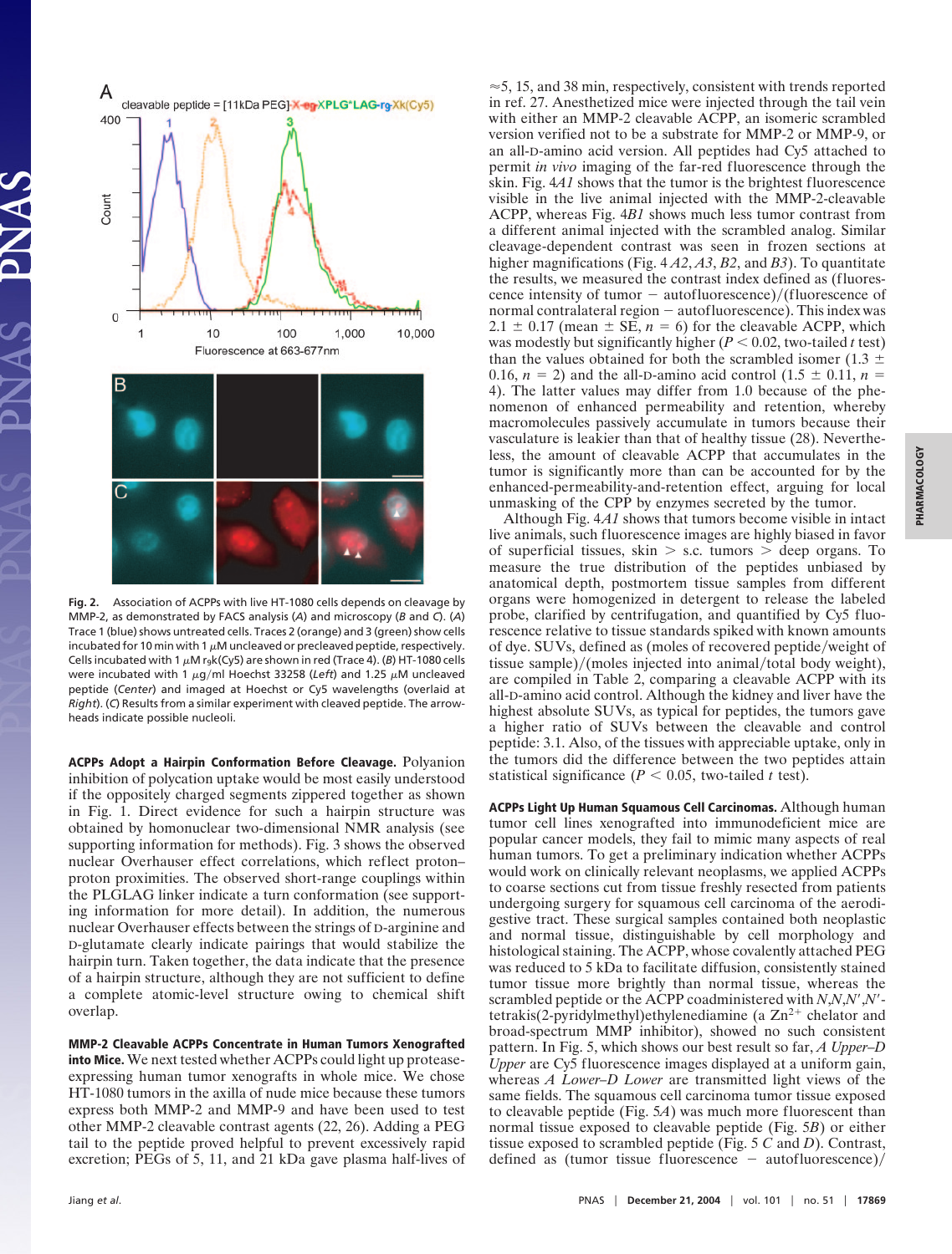Fig. 2. Association of ACPPs with live HT-1080 cells depends on cleavage by MMP-2, as demonstrated by FACS analysis (*A*) and microscopy (*B* and *C*). (*A*) Trace 1 (blue) shows untreated cells. Traces 2 (orange) and 3 (green) show cells incubated for 10 min with 1 μM uncleaved or precleaved peptide, respectively. Cells incubated with 1 μM $r_9k$(Cy5) are shown in red (Trace 4). (*B*) HT-1080 cells were incubated with 1 μg/ml Hoechst 33258 (*Left*) and 1.25 μM uncleaved peptide (*Center*) and imaged at Hoechst or Cy5 wavelengths (overlaid at *Right*). (*C*) Results from a similar experiment with cleaved peptide. The arrowheads indicate possible nucleoli.

**ACPPs Adopt a Hairpin Conformation Before Cleavage.** Polyanion inhibition of polycation uptake would be most easily understood if the oppositely charged segments zippered together as shown in Fig. 1. Direct evidence for such a hairpin structure was obtained by homonuclear two-dimensional NMR analysis (see supporting information for methods). Fig. 3 shows the observed nuclear Overhauser effect correlations, which reflect proton–proton proximities. The observed short-range couplings within the PLGLAG linker indicate a turn conformation (see supporting information for more detail). In addition, the numerous nuclear Overhauser effects between the strings of D-arginine and D-glutamate clearly indicate pairings that would stabilize the hairpin turn. Taken together, the data indicate that the presence of a hairpin structure, although they are not sufficient to define a complete atomic-level structure owing to chemical shift overlap.

**MMP-2 Cleavable ACPPs Concentrate in Human Tumors Xenografted into Mice.** We next tested whether ACPPs could light up protease-expressing human tumor xenografts in whole mice. We chose HT-1080 tumors in the axilla of nude mice because these tumors express both MMP-2 and MMP-9 and have been used to test other MMP-2 cleavable contrast agents (22, 26). Adding a PEG tail to the peptide proved helpful to prevent excessively rapid excretion; PEGs of 5, 11, and 21 kDa gave plasma half-lives of ≈5, 15, and 38 min, respectively, consistent with trends reported in ref. 27. Anesthetized mice were injected through the tail vein with either an MMP-2 cleavable ACPP, an isomeric scrambled version verified not to be a substrate for MMP-2 or MMP-9, or an all-D-amino acid version. All peptides had Cy5 attached to permit *in vivo* imaging of the far-red fluorescence through the skin. Fig. 4*A1* shows that the tumor is the brightest fluorescence visible in the live animal injected with the MMP-2-cleavable ACPP, whereas Fig. 4*B1* shows much less tumor contrast from a different animal injected with the scrambled analog. Similar cleavage-dependent contrast was seen in frozen sections at higher magnifications (Fig. 4 *A2*, *A3*, *B2*, and *B3*). To quantitate the results, we measured the contrast index defined as (fluorescence intensity of tumor − autofluorescence)/(fluorescence of normal contralateral region − autofluorescence). This index was 2.1 ± 0.17 (mean ± SE, $n = 6$) for the cleavable ACPP, which was modestly but significantly higher ($P < 0.02$, two-tailed *t* test) than the values obtained for both the scrambled isomer (1.3 ± 0.16, $n = 2$) and the all-D-amino acid control (1.5 ± 0.11, $n = 4$). The latter values may differ from 1.0 because of the phenomenon of enhanced permeability and retention, whereby macromolecules passively accumulate in tumors because their vasculature is leakier than that of healthy tissue (28). Nevertheless, the amount of cleavable ACPP that accumulates in the tumor is significantly more than can be accounted for by the enhanced-permeability-and-retention effect, arguing for local unmasking of the CPP by enzymes secreted by the tumor.

Although Fig. 4*A1* shows that tumors become visible in intact live animals, such fluorescence images are highly biased in favor of superficial tissues, skin > s.c. tumors > deep organs. To measure the true distribution of the peptides unbiased by anatomical depth, postmortem tissue samples from different organs were homogenized in detergent to release the labeled probe, clarified by centrifugation, and quantified by Cy5 fluorescence relative to tissue standards spiked with known amounts of dye. SUVs, defined as (moles of recovered peptide/weight of tissue sample)/(moles injected into animal/total body weight), are compiled in Table 2, comparing a cleavable ACPP with its all-D-amino acid control. Although the kidney and liver have the highest absolute SUVs, as typical for peptides, the tumors gave a higher ratio of SUVs between the cleavable and control peptide: 3.1. Also, of the tissues with appreciable uptake, only in the tumors did the difference between the two peptides attain statistical significance ($P < 0.05$, two-tailed *t* test).

**ACPPs Light Up Human Squamous Cell Carcinomas.** Although human tumor cell lines xenografted into immunodeficient mice are popular cancer models, they fail to mimic many aspects of real human tumors. To get a preliminary indication whether ACPPs would work on clinically relevant neoplasms, we applied ACPPs to coarse sections cut from tissue freshly resected from patients undergoing surgery for squamous cell carcinoma of the aerodigestive tract. These surgical samples contained both neoplastic and normal tissue, distinguishable by cell morphology and histological staining. The ACPP, whose covalently attached PEG was reduced to 5 kDa to facilitate diffusion, consistently stained tumor tissue more brightly than normal tissue, whereas the scrambled peptide or the ACPP coadministered with *N*,*N*,*N*′,*N*′-tetrakis(2-pyridylmethyl)ethylenediamine (a $Zn^{2+}$ chelator and broad-spectrum MMP inhibitor), showed no such consistent pattern. In Fig. 5, which shows our best result so far, *A Upper–D Upper* are Cy5 fluorescence images displayed at a uniform gain, whereas *A Lower–D Lower* are transmitted light views of the same fields. The squamous cell carcinoma tumor tissue exposed to cleavable peptide (Fig. 5*A*) was much more fluorescent than normal tissue exposed to cleavable peptide (Fig. 5*B*) or either tissue exposed to scrambled peptide (Fig. 5 *C* and *D*). Contrast, defined as (tumor tissue fluorescence − autofluorescence)/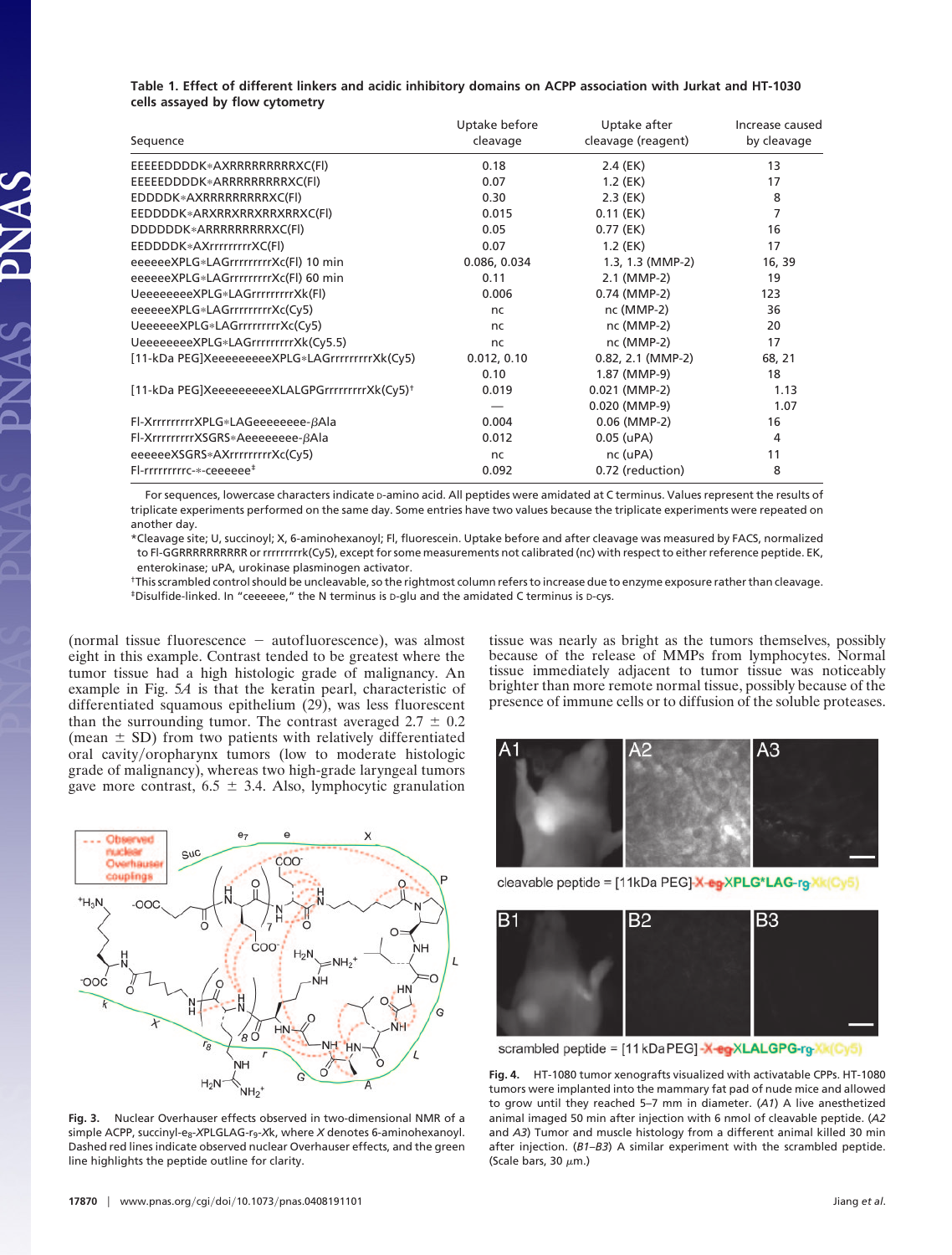**Table 1. Effect of different linkers and acidic inhibitory domains on ACPP association with Jurkat and HT-1030 cells assayed by flow cytometry**

| Sequence | Uptake before cleavage | Uptake after cleavage (reagent) | Increase caused by cleavage |
|---|---|---|---|
| EEEEEDDDDK*AXRRRRRRRRRXC(Fl) | 0.18 | 2.4 (EK) | 13 |
| EEEEEDDDDK*ARRRRRRRRRRXC(Fl) | 0.07 | 1.2 (EK) | 17 |
| EDDDDK*AXRRRRRRRRRXC(Fl) | 0.30 | 2.3 (EK) | 8 |
| EEDDDDK*ARXRRXRRXRRXRRXC(Fl) | 0.015 | 0.11 (EK) | 7 |
| DDDDDDK*ARRRRRRRRRXC(Fl) | 0.05 | 0.77 (EK) | 16 |
| EEDDDDK*AXrrrrrrrrrXC(Fl) | 0.07 | 1.2 (EK) | 17 |
| eeeeeeXPLG*LAGrrrrrrrrrXc(Fl) 10 min | 0.086, 0.034 | 1.3, 1.3 (MMP-2) | 16, 39 |
| eeeeeeXPLG*LAGrrrrrrrrrXc(Fl) 60 min | 0.11 | 2.1 (MMP-2) | 19 |
| UeeeeeeeeXPLG*LAGrrrrrrrrrXk(Fl) | 0.006 | 0.74 (MMP-2) | 123 |
| eeeeeeXPLG*LAGrrrrrrrrrXc(Cy5) | nc | nc (MMP-2) | 36 |
| UeeeeeeXPLG*LAGrrrrrrrrrXc(Cy5) | nc | nc (MMP-2) | 20 |
| UeeeeeeeeXPLG*LAGrrrrrrrrrXk(Cy5.5) | nc | nc (MMP-2) | 17 |
| [11-kDa PEG]XeeeeeeeeeXPLG*LAGrrrrrrrrrXk(Cy5) | 0.012, 0.10 | 0.82, 2.1 (MMP-2) | 68, 21 |
| | 0.10 | 1.87 (MMP-9) | 18 |
| [11-kDa PEG]XeeeeeeeeeXLALGPGrrrrrrrrrXk(Cy5)† | 0.019 | 0.021 (MMP-2) | 1.13 |
| | — | 0.020 (MMP-9) | 1.07 |
| Fl-XrrrrrrrrrXPLG*LAGeeeeeeee-βAla | 0.004 | 0.06 (MMP-2) | 16 |
| Fl-XrrrrrrrrrXSGRS*Aeeeeeeee-βAla | 0.012 | 0.05 (uPA) | 4 |
| eeeeeeXSGRS*AXrrrrrrrrrXc(Cy5) | nc | nc (uPA) | 11 |
| Fl-rrrrrrrrrc-*-ceeeeee‡ | 0.092 | 0.72 (reduction) | 8 |

For sequences, lowercase characters indicate D-amino acid. All peptides were amidated at C terminus. Values represent the results of triplicate experiments performed on the same day. Some entries have two values because the triplicate experiments were repeated on another day.

*Cleavage site; U, succinoyl; X, 6-aminohexanoyl; Fl, fluorescein. Uptake before and after cleavage was measured by FACS, normalized to Fl-GGRRRRRRRRRR or rrrrrrrrrk(Cy5), except for some measurements not calibrated (nc) with respect to either reference peptide. EK, enterokinase; uPA, urokinase plasminogen activator.

†This scrambled control should be uncleavable, so the rightmost column refers to increase due to enzyme exposure rather than cleavage.

‡Disulfide-linked. In "ceeeeee," the N terminus is D-glu and the amidated C terminus is D-cys.

(normal tissue fluorescence − autofluorescence), was almost eight in this example. Contrast tended to be greatest where the tumor tissue had a high histologic grade of malignancy. An example in Fig. 5*A* is that the keratin pearl, characteristic of differentiated squamous epithelium (29), was less fluorescent than the surrounding tumor. The contrast averaged 2.7 ± 0.2 (mean ± SD) from two patients with relatively differentiated oral cavity/oropharynx tumors (low to moderate histologic grade of malignancy), whereas two high-grade laryngeal tumors gave more contrast, 6.5 ± 3.4. Also, lymphocytic granulation tissue was nearly as bright as the tumors themselves, possibly because of the release of MMPs from lymphocytes. Normal tissue immediately adjacent to tumor tissue was noticeably brighter than more remote normal tissue, possibly because of the presence of immune cells or to diffusion of the soluble proteases.

**Fig. 3.** Nuclear Overhauser effects observed in two-dimensional NMR of a simple ACPP, succinyl-e8-XPLGLAG-r9-Xk, where *X* denotes 6-aminohexanoyl. Dashed red lines indicate observed nuclear Overhauser effects, and the green line highlights the peptide outline for clarity.

**Fig. 4.** HT-1080 tumor xenografts visualized with activatable CPPs. HT-1080 tumors were implanted into the mammary fat pad of nude mice and allowed to grow until they reached 5–7 mm in diameter. (*A1*) A live anesthetized animal imaged 50 min after injection with 6 nmol of cleavable peptide. (*A2* and *A3*) Tumor and muscle histology from a different animal killed 30 min after injection. (*B1*–*B3*) A similar experiment with the scrambled peptide. (Scale bars, 30 μm.)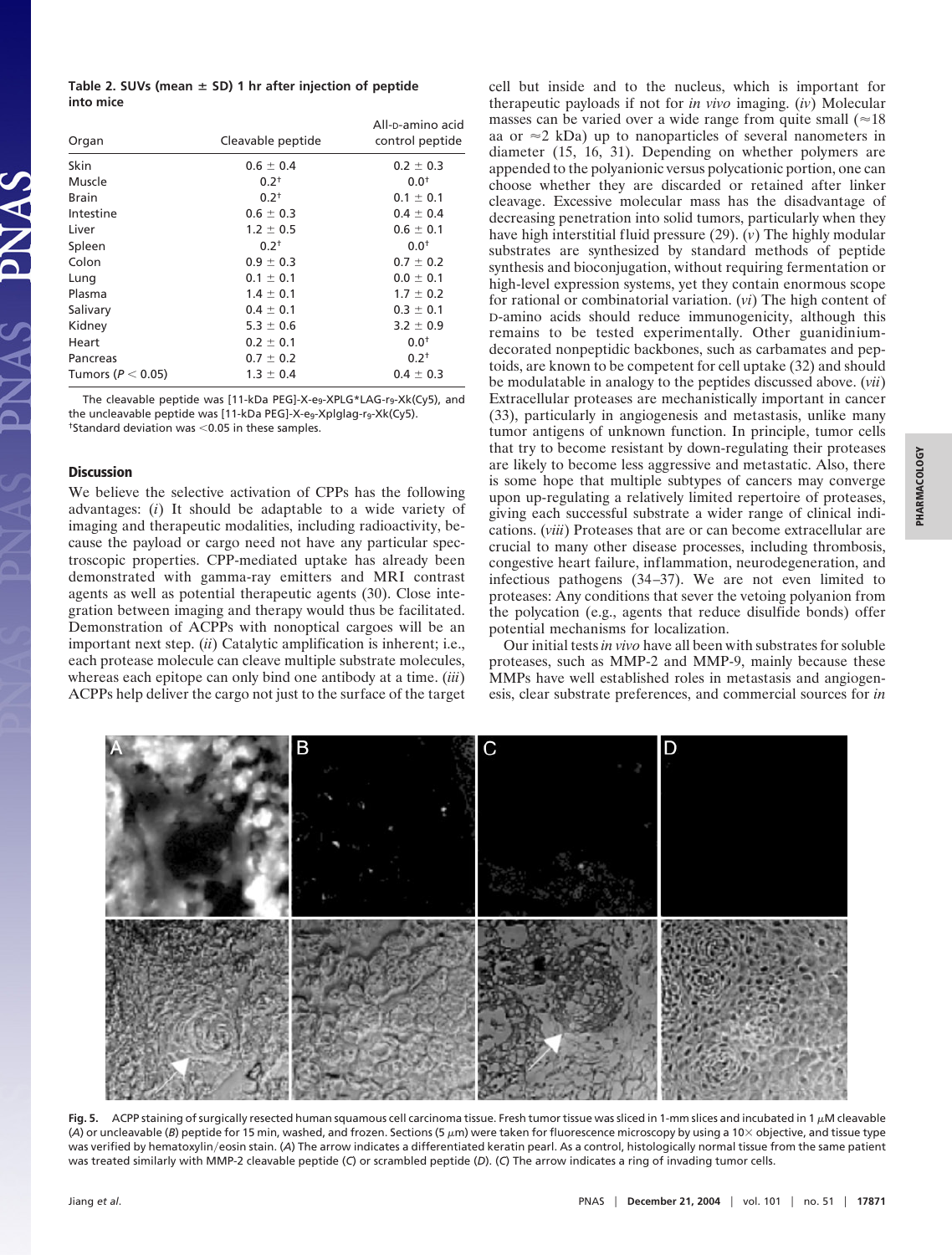**Table 2. SUVs (mean ± SD) 1 hr after injection of peptide into mice**

| Organ | Cleavable peptide | All-D-amino acid control peptide |
|---|---|---|
| Skin | 0.6 ± 0.4 | 0.2 ± 0.3 |
| Muscle | 0.2[†] | 0.0[†] |
| Brain | 0.2[†] | 0.1 ± 0.1 |
| Intestine | 0.6 ± 0.3 | 0.4 ± 0.4 |
| Liver | 1.2 ± 0.5 | 0.6 ± 0.1 |
| Spleen | 0.2[†] | 0.0[†] |
| Colon | 0.9 ± 0.3 | 0.7 ± 0.2 |
| Lung | 0.1 ± 0.1 | 0.0 ± 0.1 |
| Plasma | 1.4 ± 0.1 | 1.7 ± 0.2 |
| Salivary | 0.4 ± 0.1 | 0.3 ± 0.1 |
| Kidney | 5.3 ± 0.6 | 3.2 ± 0.9 |
| Heart | 0.2 ± 0.1 | 0.0[†] |
| Pancreas | 0.7 ± 0.2 | 0.2[†] |
| Tumors ($P < 0.05$) | 1.3 ± 0.4 | 0.4 ± 0.3 |

The cleavable peptide was [11-kDa PEG]-X-$e_9$-XPLG*LAG-$r_9$-Xk(Cy5), and the uncleavable peptide was [11-kDa PEG]-X-$e_9$-Xplglag-$r_9$-Xk(Cy5).
[†]Standard deviation was <0.05 in these samples.

## Discussion

We believe the selective activation of CPPs has the following advantages: (*i*) It should be adaptable to a wide variety of imaging and therapeutic modalities, including radioactivity, because the payload or cargo need not have any particular spectroscopic properties. CPP-mediated uptake has already been demonstrated with gamma-ray emitters and MRI contrast agents as well as potential therapeutic agents (30). Close integration between imaging and therapy would thus be facilitated. Demonstration of ACPPs with nonoptical cargoes will be an important next step. (*ii*) Catalytic amplification is inherent; i.e., each protease molecule can cleave multiple substrate molecules, whereas each epitope can only bind one antibody at a time. (*iii*) ACPPs help deliver the cargo not just to the surface of the target cell but inside and to the nucleus, which is important for therapeutic payloads if not for *in vivo* imaging. (*iv*) Molecular masses can be varied over a wide range from quite small (≈18 aa or ≈2 kDa) up to nanoparticles of several nanometers in diameter (15, 16, 31). Depending on whether polymers are appended to the polyanionic versus polycationic portion, one can choose whether they are discarded or retained after linker cleavage. Excessive molecular mass has the disadvantage of decreasing penetration into solid tumors, particularly when they have high interstitial fluid pressure (29). (*v*) The highly modular substrates are synthesized by standard methods of peptide synthesis and bioconjugation, without requiring fermentation or high-level expression systems, yet they contain enormous scope for rational or combinatorial variation. (*vi*) The high content of D-amino acids should reduce immunogenicity, although this remains to be tested experimentally. Other guanidinium-decorated nonpeptidic backbones, such as carbamates and peptoids, are known to be competent for cell uptake (32) and should be modulatable in analogy to the peptides discussed above. (*vii*) Extracellular proteases are mechanistically important in cancer (33), particularly in angiogenesis and metastasis, unlike many tumor antigens of unknown function. In principle, tumor cells that try to become resistant by down-regulating their proteases are likely to become less aggressive and metastatic. Also, there is some hope that multiple subtypes of cancers may converge upon up-regulating a relatively limited repertoire of proteases, giving each successful substrate a wider range of clinical indications. (*viii*) Proteases that are or can become extracellular are crucial to many other disease processes, including thrombosis, congestive heart failure, inflammation, neurodegeneration, and infectious pathogens (34–37). We are not even limited to proteases: Any conditions that sever the vetoing polyanion from the polycation (e.g., agents that reduce disulfide bonds) offer potential mechanisms for localization.

Our initial tests *in vivo* have all been with substrates for soluble proteases, such as MMP-2 and MMP-9, mainly because these MMPs have well established roles in metastasis and angiogenesis, clear substrate preferences, and commercial sources for *in*

**Fig. 5.** ACPP staining of surgically resected human squamous cell carcinoma tissue. Fresh tumor tissue was sliced in 1-mm slices and incubated in 1 μM cleavable (*A*) or uncleavable (*B*) peptide for 15 min, washed, and frozen. Sections (5 μm) were taken for fluorescence microscopy by using a 10× objective, and tissue type was verified by hematoxylin/eosin stain. (*A*) The arrow indicates a differentiated keratin pearl. As a control, histologically normal tissue from the same patient was treated similarly with MMP-2 cleavable peptide (*C*) or scrambled peptide (*D*). (*C*) The arrow indicates a ring of invading tumor cells.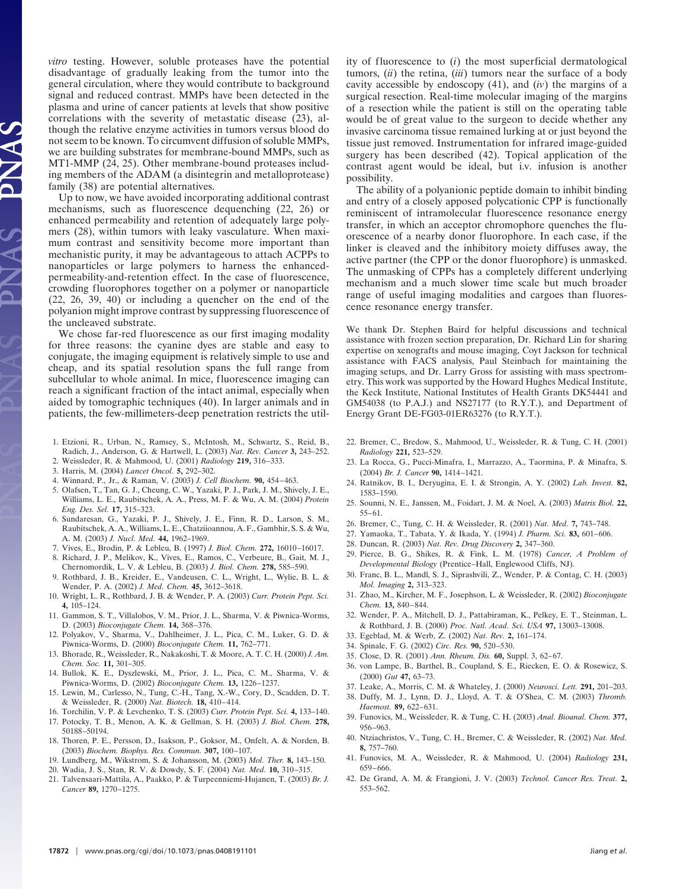vitro testing. However, soluble proteases have the potential disadvantage of gradually leaking from the tumor into the general circulation, where they would contribute to background signal and reduced contrast. MMPs have been detected in the plasma and urine of cancer patients at levels that show positive correlations with the severity of metastatic disease (23), although the relative enzyme activities in tumors versus blood do not seem to be known. To circumvent diffusion of soluble MMPs, we are building substrates for membrane-bound MMPs, such as MT1-MMP (24, 25). Other membrane-bound proteases including members of the ADAM (a disintegrin and metalloprotease) family (38) are potential alternatives.

Up to now, we have avoided incorporating additional contrast mechanisms, such as fluorescence dequenching (22, 26) or enhanced permeability and retention of adequately large polymers (28), within tumors with leaky vasculature. When maximum contrast and sensitivity become more important than mechanistic purity, it may be advantageous to attach ACPPs to nanoparticles or large polymers to harness the enhanced-permeability-and-retention effect. In the case of fluorescence, crowding fluorophores together on a polymer or nanoparticle (22, 26, 39, 40) or including a quencher on the end of the polyanion might improve contrast by suppressing fluorescence of the uncleaved substrate.

We chose far-red fluorescence as our first imaging modality for three reasons: the cyanine dyes are stable and easy to conjugate, the imaging equipment is relatively simple to use and cheap, and its spatial resolution spans the full range from subcellular to whole animal. In mice, fluorescence imaging can reach a significant fraction of the intact animal, especially when aided by tomographic techniques (40). In larger animals and in patients, the few-millimeters-deep penetration restricts the utility of fluorescence to (*i*) the most superficial dermatological tumors, (*ii*) the retina, (*iii*) tumors near the surface of a body cavity accessible by endoscopy (41), and (*iv*) the margins of a surgical resection. Real-time molecular imaging of the margins of a resection while the patient is still on the operating table would be of great value to the surgeon to decide whether any invasive carcinoma tissue remained lurking at or just beyond the tissue just removed. Instrumentation for infrared image-guided surgery has been described (42). Topical application of the contrast agent would be ideal, but i.v. infusion is another possibility.

The ability of a polyanionic peptide domain to inhibit binding and entry of a closely apposed polycationic CPP is functionally reminiscent of intramolecular fluorescence resonance energy transfer, in which an acceptor chromophore quenches the fluorescence of a nearby donor fluorophore. In each case, if the linker is cleaved and the inhibitory moiety diffuses away, the active partner (the CPP or the donor fluorophore) is unmasked. The unmasking of CPPs has a completely different underlying mechanism and a much slower time scale but much broader range of useful imaging modalities and cargoes than fluorescence resonance energy transfer.

We thank Dr. Stephen Baird for helpful discussions and technical assistance with frozen section preparation, Dr. Richard Lin for sharing expertise on xenografts and mouse imaging, Coyt Jackson for technical assistance with FACS analysis, Paul Steinbach for maintaining the imaging setups, and Dr. Larry Gross for assisting with mass spectrometry. This work was supported by the Howard Hughes Medical Institute, the Keck Institute, National Institutes of Health Grants DK54441 and GM54038 (to P.A.J.) and NS27177 (to R.Y.T.), and Department of Energy Grant DE-FG03-01ER63276 (to R.Y.T.).

1. Etzioni, R., Urban, N., Ramsey, S., McIntosh, M., Schwartz, S., Reid, B., Radich, J., Anderson, G. & Hartwell, L. (2003) *Nat. Rev. Cancer* **3,** 243–252.
2. Weissleder, R. & Mahmood, U. (2001) *Radiology* **219,** 316–333.
3. Harris, M. (2004) *Lancet Oncol.* **5,** 292–302.
4. Winnard, P., Jr., & Raman, V. (2003) *J. Cell Biochem.* **90,** 454–463.
5. Olafsen, T., Tan, G. J., Cheung, C. W., Yazaki, P. J., Park, J. M., Shively, J. E., Williams, L. E., Raubitschek, A. A., Press, M. F. & Wu, A. M. (2004) *Protein Eng. Des. Sel.* **17,** 315–323.
6. Sundaresan, G., Yazaki, P. J., Shively, J. E., Finn, R. D., Larson, S. M., Raubitschek, A. A., Williams, L. E., Chatziioannou, A. F., Gambhir, S. S. & Wu, A. M. (2003) *J. Nucl. Med.* **44,** 1962–1969.
7. Vives, E., Brodin, P. & Lebleu, B. (1997) *J. Biol. Chem.* **272,** 16010–16017.
8. Richard, J. P., Melikov, K., Vives, E., Ramos, C., Verbeure, B., Gait, M. J., Chernomordik, L. V. & Lebleu, B. (2003) *J. Biol. Chem.* **278,** 585–590.
9. Rothbard, J. B., Kreider, E., Vandeusen, C. L., Wright, L., Wylie, B. L. & Wender, P. A. (2002) *J. Med. Chem.* **45,** 3612–3618.
10. Wright, L. R., Rothbard, J. B. & Wender, P. A. (2003) *Curr. Protein Pept. Sci.* **4,** 105–124.
11. Gammon, S. T., Villalobos, V. M., Prior, J. L., Sharma, V. & Piwnica-Worms, D. (2003) *Bioconjugate Chem.* **14,** 368–376.
12. Polyakov, V., Sharma, V., Dahlheimer, J. L., Pica, C. M., Luker, G. D. & Piwnica-Worms, D. (2000) *Bioconjugate Chem.* **11,** 762–771.
13. Bhorade, R., Weissleder, R., Nakakoshi, T. & Moore, A. T. C. H. (2000) *J. Am. Chem. Soc.* **11,** 301–305.
14. Bullok, K. E., Dyszlewski, M., Prior, J. L., Pica, C. M., Sharma, V. & Piwnica-Worms, D. (2002) *Bioconjugate Chem.* **13,** 1226–1237.
15. Lewin, M., Carlesso, N., Tung, C.-H., Tang, X.-W., Cory, D., Scadden, D. T. & Weissleder, R. (2000) *Nat. Biotech.* **18,** 410–414.
16. Torchilin, V. P. & Levchenko, T. S. (2003) *Curr. Protein Pept. Sci.* **4,** 133–140.
17. Potocky, T. B., Menon, A. K. & Gellman, S. H. (2003) *J. Biol. Chem.* **278,** 50188–50194.
18. Thoren, P. E., Persson, D., Isakson, P., Goksor, M., Onfelt, A. & Norden, B. (2003) *Biochem. Biophys. Res. Commun.* **307,** 100–107.
19. Lundberg, M., Wikstrom, S. & Johansson, M. (2003) *Mol. Ther.* **8,** 143–150.
20. Wadia, J. S., Stan, R. V. & Dowdy, S. F. (2004) *Nat. Med.* **10,** 310–315.
21. Talvensaari-Mattila, A., Paakko, P. & Turpeenniemi-Hujanen, T. (2003) *Br. J. Cancer* **89,** 1270–1275.
22. Bremer, C., Bredow, S., Mahmood, U., Weissleder, R. & Tung, C. H. (2001) *Radiology* **221,** 523–529.
23. La Rocca, G., Pucci-Minafra, I., Marrazzo, A., Taormina, P. & Minafra, S. (2004) *Br. J. Cancer* **90,** 1414–1421.
24. Ratnikov, B. I., Deryugina, E. I. & Strongin, A. Y. (2002) *Lab. Invest.* **82,** 1583–1590.
25. Sounni, N. E., Janssen, M., Foidart, J. M. & Noel, A. (2003) *Matrix Biol.* **22,** 55–61.
26. Bremer, C., Tung, C. H. & Weissleder, R. (2001) *Nat. Med.* **7,** 743–748.
27. Yamaoka, T., Tabata, Y. & Ikada, Y. (1994) *J. Pharm. Sci.* **83,** 601–606.
28. Duncan, R. (2003) *Nat. Rev. Drug Discovery* **2,** 347–360.
29. Pierce, B. G., Shikes, R. & Fink, L. M. (1978) *Cancer, A Problem of Developmental Biology* (Prentice–Hall, Englewood Cliffs, NJ).
30. Franc, B. L., Mandl, S. J., Siprashvili, Z., Wender, P. & Contag, C. H. (2003) *Mol. Imaging* **2,** 313–323.
31. Zhao, M., Kircher, M. F., Josephson, L. & Weissleder, R. (2002) *Bioconjugate Chem.* **13,** 840–844.
32. Wender, P. A., Mitchell, D. J., Pattabiraman, K., Pelkey, E. T., Steinman, L. & Rothbard, J. B. (2000) *Proc. Natl. Acad. Sci. USA* **97,** 13003–13008.
33. Egeblad, M. & Werb, Z. (2002) *Nat. Rev.* **2,** 161–174.
34. Spinale, F. G. (2002) *Circ. Res.* **90,** 520–530.
35. Close, D. R. (2001) *Ann. Rheum. Dis.* **60,** Suppl. 3, 62–67.
36. von Lampe, B., Barthel, B., Coupland, S. E., Riecken, E. O. & Rosewicz, S. (2000) *Gut* **47,** 63–73.
37. Leake, A., Morris, C. M. & Whateley, J. (2000) *Neurosci. Lett.* **291,** 201–203.
38. Duffy, M. J., Lynn, D. J., Lloyd, A. T. & O'Shea, C. M. (2003) *Thromb. Haemost.* **89,** 622–631.
39. Funovics, M., Weissleder, R. & Tung, C. H. (2003) *Anal. Bioanal. Chem.* **377,** 956–963.
40. Ntziachristos, V., Tung, C. H., Bremer, C. & Weissleder, R. (2002) *Nat. Med.* **8,** 757–760.
41. Funovics, M. A., Weissleder, R. & Mahmood, U. (2004) *Radiology* **231,** 659–666.
42. De Grand, A. M. & Frangioni, J. V. (2003) *Technol. Cancer Res. Treat.* **2,** 553–562.